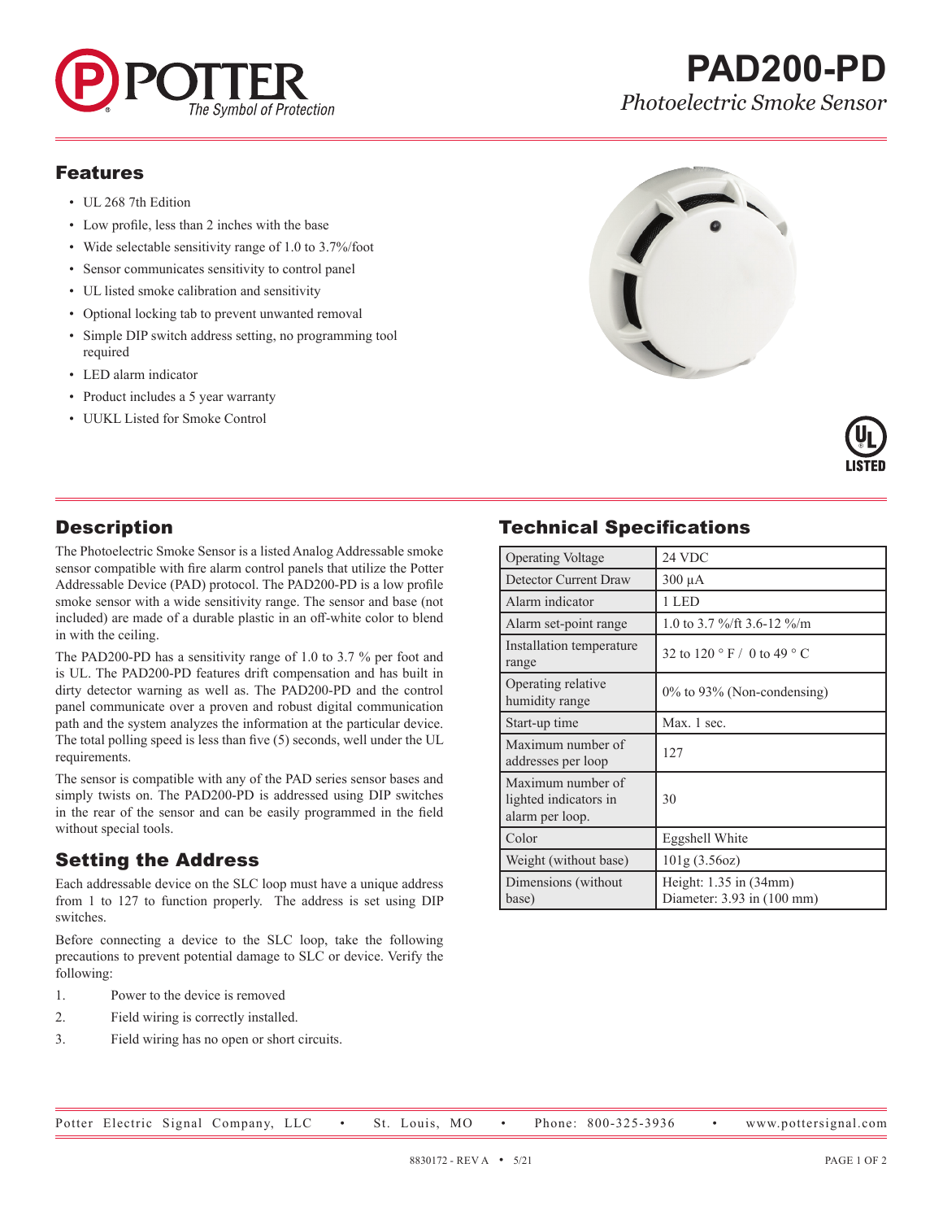# PAD200-PD

*Photoelectric Smoke Sensor*

## Features

- UL 268 7th Edition
- Low profile, less than 2 inches with the base
- Wide selectable sensitivity range of 1.0 to 3.7%/foot
- Sensor communicates sensitivity to control panel
- UL listed smoke calibration and sensitivity
- Optional locking tab to prevent unwanted removal
- Simple DIP switch address setting, no programming tool required
- LED alarm indicator
- Product includes a 5 year warranty
- UUKL Listed for Smoke Control

## Description

The Photoelectric Smoke Sensor is a listed Analog Addressable smoke sensor compatible with fire alarm control panels that utilize the Potter Addressable Device (PAD) protocol. The PAD200-PD is a low profile smoke sensor with a wide sensitivity range. The sensor and base (not included) are made of a durable plastic in an off-white color to blend in with the ceiling.

The PAD200-PD has a sensitivity range of 1.0 to 3.7 % per foot and is UL. The PAD200-PD features drift compensation and has built in dirty detector warning as well as. The PAD200-PD and the control panel communicate over a proven and robust digital communication path and the system analyzes the information at the particular device. The total polling speed is less than five (5) seconds, well under the UL requirements.

The sensor is compatible with any of the PAD series sensor bases and simply twists on. The PAD200-PD is addressed using DIP switches in the rear of the sensor and can be easily programmed in the field without special tools.

## Setting the Address

Each addressable device on the SLC loop must have a unique address from 1 to 127 to function properly. The address is set using DIP switches.

Before connecting a device to the SLC loop, take the following precautions to prevent potential damage to SLC or device. Verify the following:

1. Power to the device is removed
2. Field wiring is correctly installed.
3. Field wiring has no open or short circuits.

## Technical Specifications

| | |
|---|---|
| Operating Voltage | 24 VDC |
| Detector Current Draw | 300 µA |
| Alarm indicator | 1 LED |
| Alarm set-point range | 1.0 to 3.7 %/ft 3.6-12 %/m |
| Installation temperature range | 32 to 120 ° F / 0 to 49 ° C |
| Operating relative humidity range | 0% to 93% (Non-condensing) |
| Start-up time | Max. 1 sec. |
| Maximum number of addresses per loop | 127 |
| Maximum number of lighted indicators in alarm per loop. | 30 |
| Color | Eggshell White |
| Weight (without base) | 101g (3.56oz) |
| Dimensions (without base) | Height: 1.35 in (34mm)<br>Diameter: 3.93 in (100 mm) |

Potter Electric Signal Company, LLC • St. Louis, MO • Phone: 800-325-3936 • www.pottersignal.com

8830172 - REV A • 5/21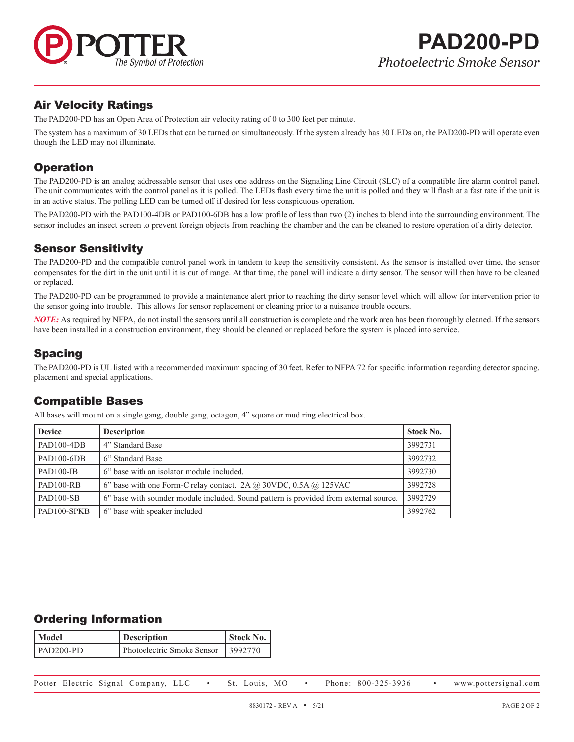## Air Velocity Ratings

The PAD200-PD has an Open Area of Protection air velocity rating of 0 to 300 feet per minute.

The system has a maximum of 30 LEDs that can be turned on simultaneously. If the system already has 30 LEDs on, the PAD200-PD will operate even though the LED may not illuminate.

## Operation

The PAD200-PD is an analog addressable sensor that uses one address on the Signaling Line Circuit (SLC) of a compatible fire alarm control panel. The unit communicates with the control panel as it is polled. The LEDs flash every time the unit is polled and they will flash at a fast rate if the unit is in an active status. The polling LED can be turned off if desired for less conspicuous operation.

The PAD200-PD with the PAD100-4DB or PAD100-6DB has a low profile of less than two (2) inches to blend into the surrounding environment. The sensor includes an insect screen to prevent foreign objects from reaching the chamber and the can be cleaned to restore operation of a dirty detector.

## Sensor Sensitivity

The PAD200-PD and the compatible control panel work in tandem to keep the sensitivity consistent. As the sensor is installed over time, the sensor compensates for the dirt in the unit until it is out of range. At that time, the panel will indicate a dirty sensor. The sensor will then have to be cleaned or replaced.

The PAD200-PD can be programmed to provide a maintenance alert prior to reaching the dirty sensor level which will allow for intervention prior to the sensor going into trouble. This allows for sensor replacement or cleaning prior to a nuisance trouble occurs.

***NOTE:*** As required by NFPA, do not install the sensors until all construction is complete and the work area has been thoroughly cleaned. If the sensors have been installed in a construction environment, they should be cleaned or replaced before the system is placed into service.

## Spacing

The PAD200-PD is UL listed with a recommended maximum spacing of 30 feet. Refer to NFPA 72 for specific information regarding detector spacing, placement and special applications.

## Compatible Bases

All bases will mount on a single gang, double gang, octagon, 4" square or mud ring electrical box.

| Device | Description | Stock No. |
|---|---|---|
| PAD100-4DB | 4" Standard Base | 3992731 |
| PAD100-6DB | 6" Standard Base | 3992732 |
| PAD100-IB | 6" base with an isolator module included. | 3992730 |
| PAD100-RB | 6" base with one Form-C relay contact. 2A @ 30VDC, 0.5A @ 125VAC | 3992728 |
| PAD100-SB | 6" base with sounder module included. Sound pattern is provided from external source. | 3992729 |
| PAD100-SPKB | 6" base with speaker included | 3992762 |

## Ordering Information

| Model | Description | Stock No. |
|---|---|---|
| PAD200-PD | Photoelectric Smoke Sensor | 3992770 |